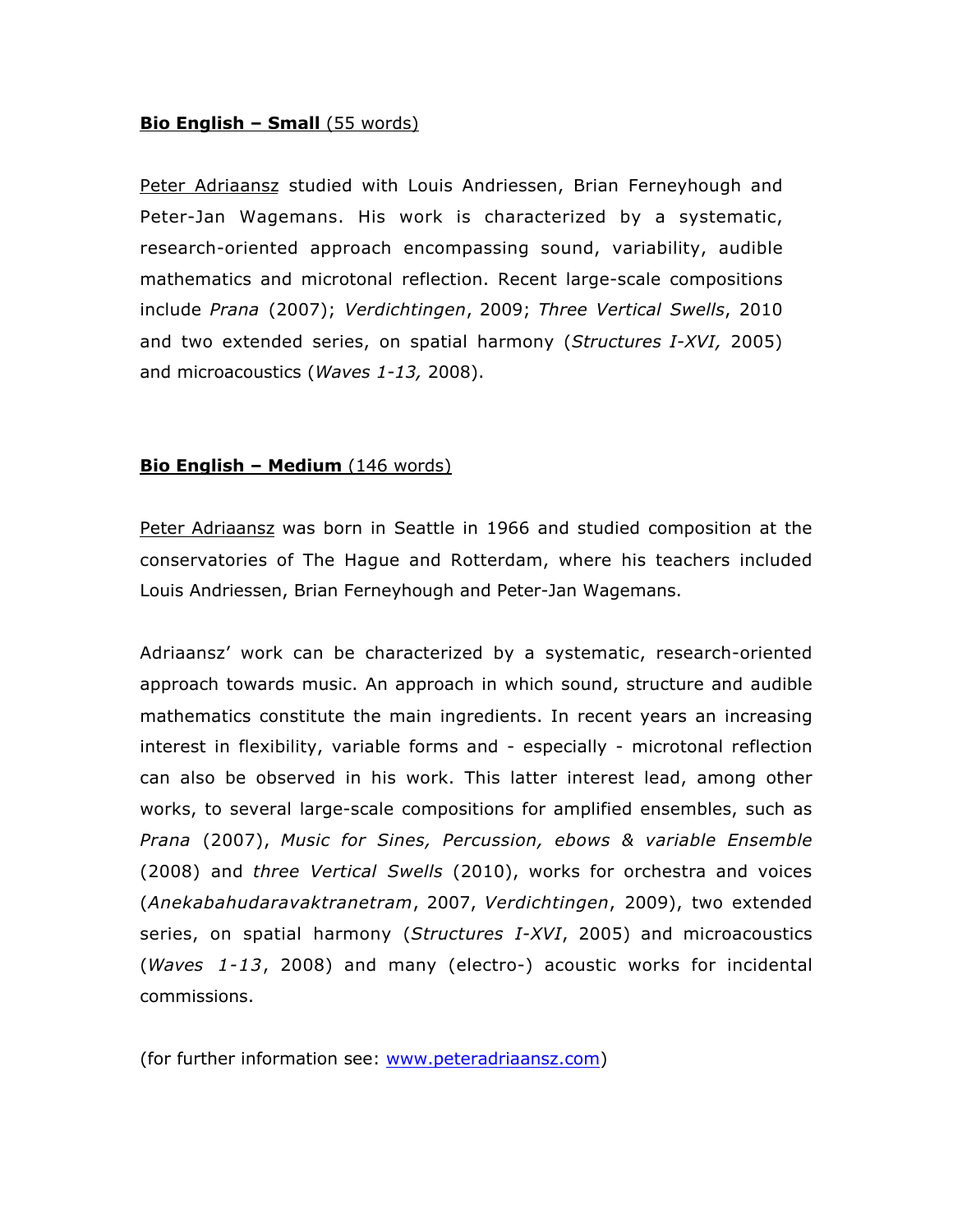**<u>Bio English – Small</u>** <u>(55 words)</u>

<u>Peter Adriaansz</u> studied with Louis Andriessen, Brian Ferneyhough and Peter-Jan Wagemans. His work is characterized by a systematic, research-oriented approach encompassing sound, variability, audible mathematics and microtonal reflection. Recent large-scale compositions include *Prana* (2007); *Verdichtingen*, 2009; *Three Vertical Swells*, 2010 and two extended series, on spatial harmony (*Structures I-XVI,* 2005) and microacoustics (*Waves 1-13,* 2008).

**<u>Bio English – Medium</u>** <u>(146 words)</u>

<u>Peter Adriaansz</u> was born in Seattle in 1966 and studied composition at the conservatories of The Hague and Rotterdam, where his teachers included Louis Andriessen, Brian Ferneyhough and Peter-Jan Wagemans.

Adriaansz' work can be characterized by a systematic, research-oriented approach towards music. An approach in which sound, structure and audible mathematics constitute the main ingredients. In recent years an increasing interest in flexibility, variable forms and - especially - microtonal reflection can also be observed in his work. This latter interest lead, among other works, to several large-scale compositions for amplified ensembles, such as *Prana* (2007), *Music for Sines, Percussion, ebows & variable Ensemble* (2008) and *three Vertical Swells* (2010), works for orchestra and voices (*Anekabahudaravaktranetram*, 2007, *Verdichtingen*, 2009), two extended series, on spatial harmony (*Structures I-XVI*, 2005) and microacoustics (*Waves 1-13*, 2008) and many (electro-) acoustic works for incidental commissions.

(for further information see: [www.peteradriaansz.com](http://www.peteradriaansz.com))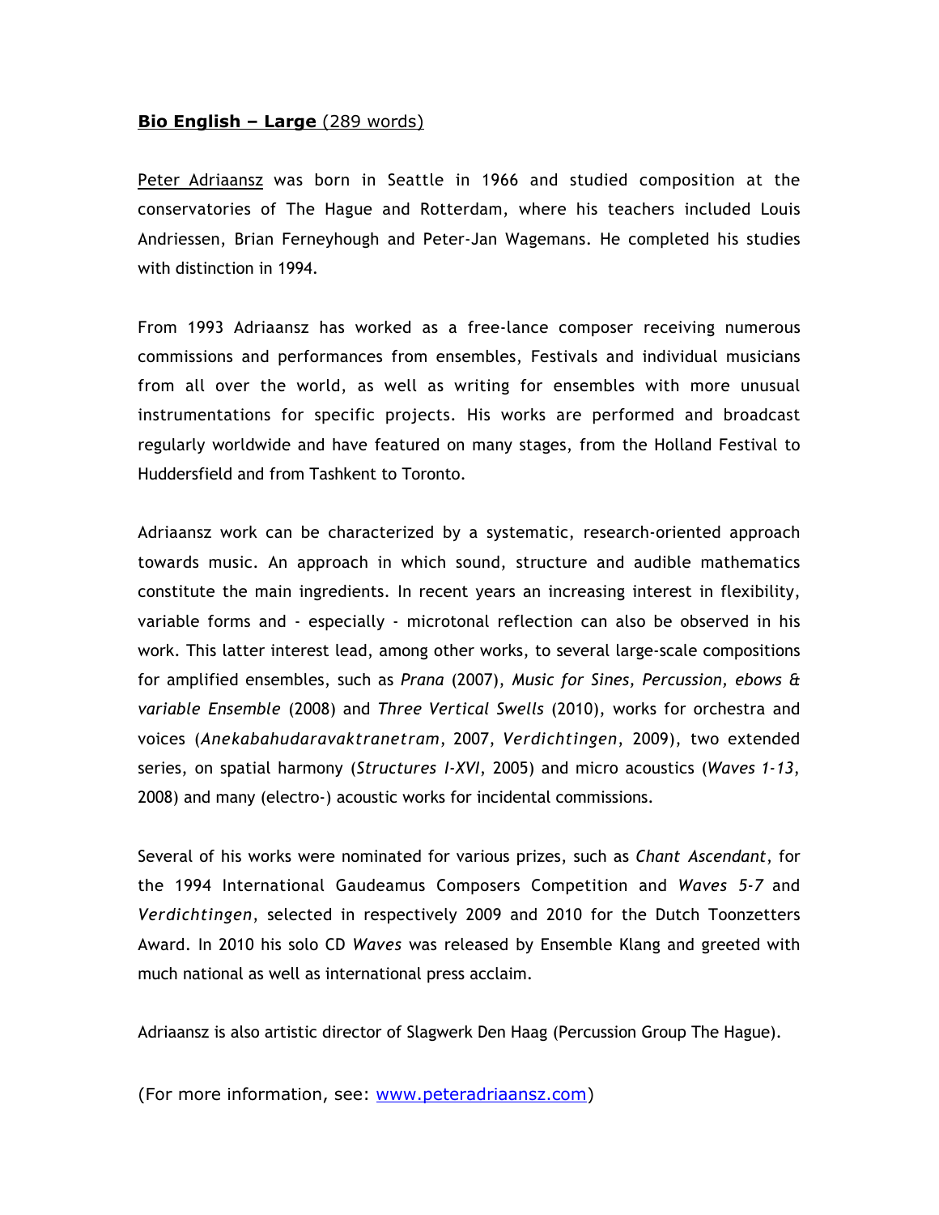**Bio English – Large** (289 words)

Peter Adriaansz was born in Seattle in 1966 and studied composition at the conservatories of The Hague and Rotterdam, where his teachers included Louis Andriessen, Brian Ferneyhough and Peter-Jan Wagemans. He completed his studies with distinction in 1994.

From 1993 Adriaansz has worked as a free-lance composer receiving numerous commissions and performances from ensembles, Festivals and individual musicians from all over the world, as well as writing for ensembles with more unusual instrumentations for specific projects. His works are performed and broadcast regularly worldwide and have featured on many stages, from the Holland Festival to Huddersfield and from Tashkent to Toronto.

Adriaansz work can be characterized by a systematic, research-oriented approach towards music. An approach in which sound, structure and audible mathematics constitute the main ingredients. In recent years an increasing interest in flexibility, variable forms and - especially - microtonal reflection can also be observed in his work. This latter interest lead, among other works, to several large-scale compositions for amplified ensembles, such as *Prana* (2007), *Music for Sines, Percussion, ebows & variable Ensemble* (2008) and *Three Vertical Swells* (2010), works for orchestra and voices (*Anekabahudaravaktranetram*, 2007, *Verdichtingen*, 2009), two extended series, on spatial harmony (*Structures I-XVI*, 2005) and micro acoustics (*Waves 1-13*, 2008) and many (electro-) acoustic works for incidental commissions.

Several of his works were nominated for various prizes, such as *Chant Ascendant*, for the 1994 International Gaudeamus Composers Competition and *Waves 5-7* and *Verdichtingen*, selected in respectively 2009 and 2010 for the Dutch Toonzetters Award. In 2010 his solo CD *Waves* was released by Ensemble Klang and greeted with much national as well as international press acclaim.

Adriaansz is also artistic director of Slagwerk Den Haag (Percussion Group The Hague).

(For more information, see: www.peteradriaansz.com)